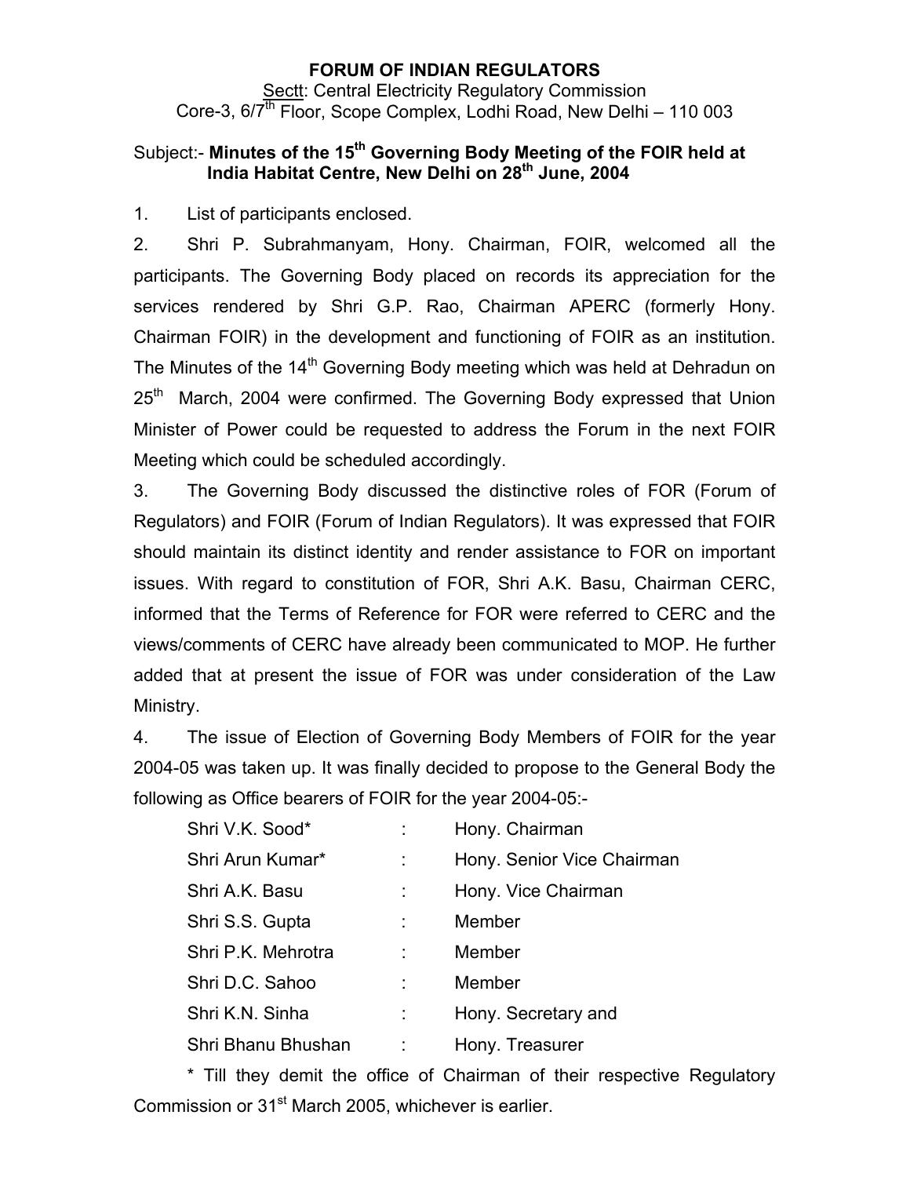**FORUM OF INDIAN REGULATORS**

Sectt: Central Electricity Regulatory Commission
Core-3, 6/7th Floor, Scope Complex, Lodhi Road, New Delhi – 110 003

Subject:- **Minutes of the 15th Governing Body Meeting of the FOIR held at India Habitat Centre, New Delhi on 28th June, 2004**

1. List of participants enclosed.

2. Shri P. Subrahmanyam, Hony. Chairman, FOIR, welcomed all the participants. The Governing Body placed on records its appreciation for the services rendered by Shri G.P. Rao, Chairman APERC (formerly Hony. Chairman FOIR) in the development and functioning of FOIR as an institution. The Minutes of the 14th Governing Body meeting which was held at Dehradun on 25th March, 2004 were confirmed. The Governing Body expressed that Union Minister of Power could be requested to address the Forum in the next FOIR Meeting which could be scheduled accordingly.

3. The Governing Body discussed the distinctive roles of FOR (Forum of Regulators) and FOIR (Forum of Indian Regulators). It was expressed that FOIR should maintain its distinct identity and render assistance to FOR on important issues. With regard to constitution of FOR, Shri A.K. Basu, Chairman CERC, informed that the Terms of Reference for FOR were referred to CERC and the views/comments of CERC have already been communicated to MOP. He further added that at present the issue of FOR was under consideration of the Law Ministry.

4. The issue of Election of Governing Body Members of FOIR for the year 2004-05 was taken up. It was finally decided to propose to the General Body the following as Office bearers of FOIR for the year 2004-05:-

| | | |
|---|---|---|
| Shri V.K. Sood* | : | Hony. Chairman |
| Shri Arun Kumar* | : | Hony. Senior Vice Chairman |
| Shri A.K. Basu | : | Hony. Vice Chairman |
| Shri S.S. Gupta | : | Member |
| Shri P.K. Mehrotra | : | Member |
| Shri D.C. Sahoo | : | Member |
| Shri K.N. Sinha | : | Hony. Secretary and |
| Shri Bhanu Bhushan | : | Hony. Treasurer |

\* Till they demit the office of Chairman of their respective Regulatory Commission or 31st March 2005, whichever is earlier.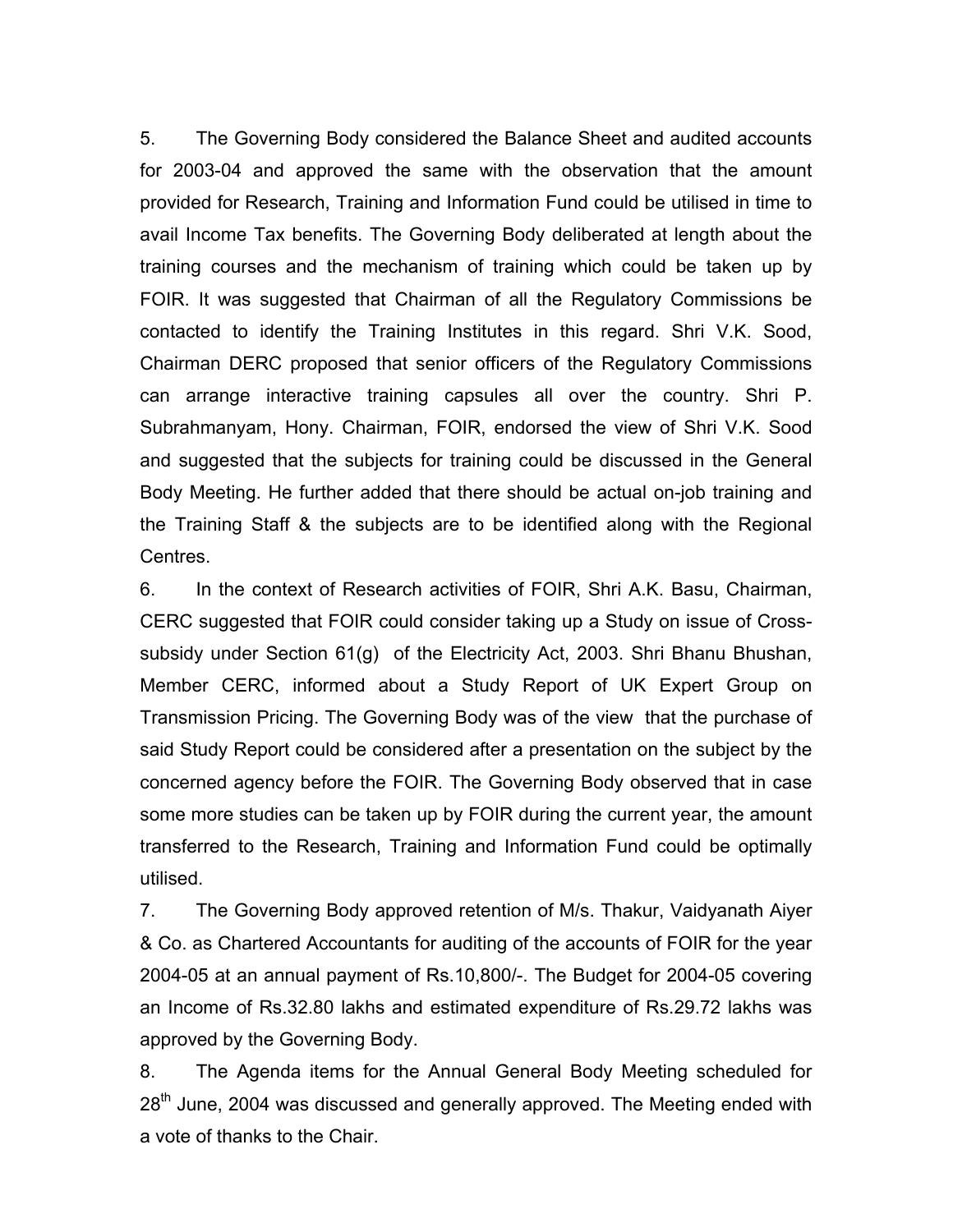5. The Governing Body considered the Balance Sheet and audited accounts for 2003-04 and approved the same with the observation that the amount provided for Research, Training and Information Fund could be utilised in time to avail Income Tax benefits. The Governing Body deliberated at length about the training courses and the mechanism of training which could be taken up by FOIR. It was suggested that Chairman of all the Regulatory Commissions be contacted to identify the Training Institutes in this regard. Shri V.K. Sood, Chairman DERC proposed that senior officers of the Regulatory Commissions can arrange interactive training capsules all over the country. Shri P. Subrahmanyam, Hony. Chairman, FOIR, endorsed the view of Shri V.K. Sood and suggested that the subjects for training could be discussed in the General Body Meeting. He further added that there should be actual on-job training and the Training Staff & the subjects are to be identified along with the Regional Centres.

6. In the context of Research activities of FOIR, Shri A.K. Basu, Chairman, CERC suggested that FOIR could consider taking up a Study on issue of Cross-subsidy under Section 61(g) of the Electricity Act, 2003. Shri Bhanu Bhushan, Member CERC, informed about a Study Report of UK Expert Group on Transmission Pricing. The Governing Body was of the view that the purchase of said Study Report could be considered after a presentation on the subject by the concerned agency before the FOIR. The Governing Body observed that in case some more studies can be taken up by FOIR during the current year, the amount transferred to the Research, Training and Information Fund could be optimally utilised.

7. The Governing Body approved retention of M/s. Thakur, Vaidyanath Aiyer & Co. as Chartered Accountants for auditing of the accounts of FOIR for the year 2004-05 at an annual payment of Rs.10,800/-. The Budget for 2004-05 covering an Income of Rs.32.80 lakhs and estimated expenditure of Rs.29.72 lakhs was approved by the Governing Body.

8. The Agenda items for the Annual General Body Meeting scheduled for 28th June, 2004 was discussed and generally approved. The Meeting ended with a vote of thanks to the Chair.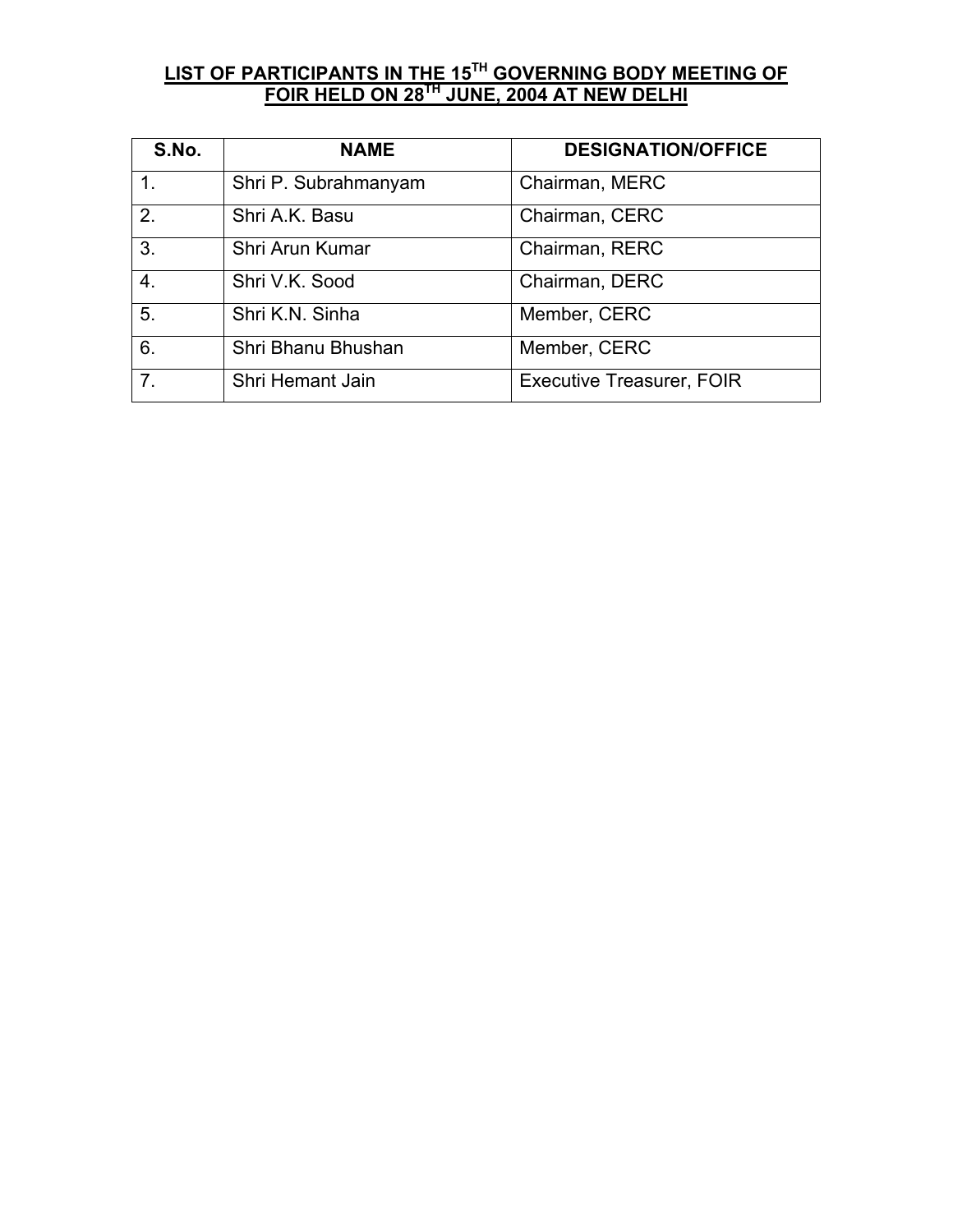## LIST OF PARTICIPANTS IN THE 15TH GOVERNING BODY MEETING OF FOIR HELD ON 28TH JUNE, 2004 AT NEW DELHI

| S.No. | NAME | DESIGNATION/OFFICE |
|---|---|---|
| 1. | Shri P. Subrahmanyam | Chairman, MERC |
| 2. | Shri A.K. Basu | Chairman, CERC |
| 3. | Shri Arun Kumar | Chairman, RERC |
| 4. | Shri V.K. Sood | Chairman, DERC |
| 5. | Shri K.N. Sinha | Member, CERC |
| 6. | Shri Bhanu Bhushan | Member, CERC |
| 7. | Shri Hemant Jain | Executive Treasurer, FOIR |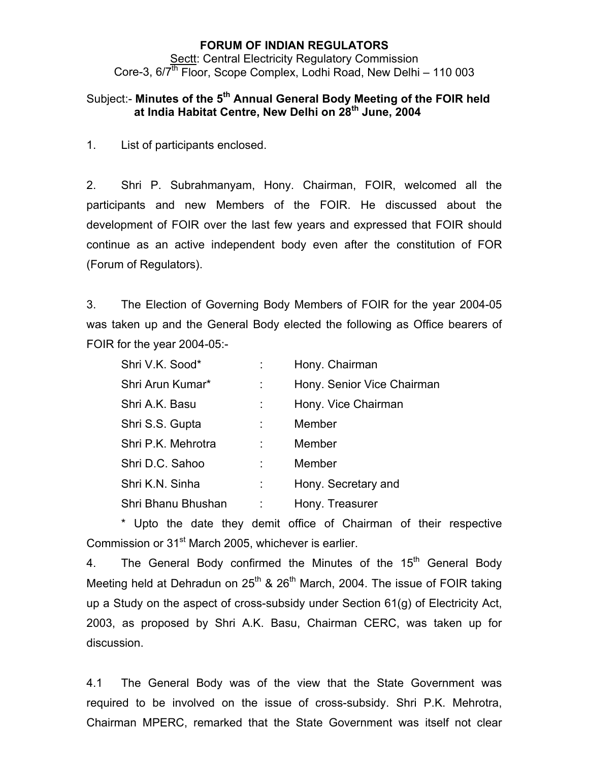**FORUM OF INDIAN REGULATORS**

Sectt: Central Electricity Regulatory Commission
Core-3, 6/7th Floor, Scope Complex, Lodhi Road, New Delhi – 110 003

Subject:- **Minutes of the 5th Annual General Body Meeting of the FOIR held at India Habitat Centre, New Delhi on 28th June, 2004**

1. List of participants enclosed.

2. Shri P. Subrahmanyam, Hony. Chairman, FOIR, welcomed all the participants and new Members of the FOIR. He discussed about the development of FOIR over the last few years and expressed that FOIR should continue as an active independent body even after the constitution of FOR (Forum of Regulators).

3. The Election of Governing Body Members of FOIR for the year 2004-05 was taken up and the General Body elected the following as Office bearers of FOIR for the year 2004-05:-

| | | |
|---|---|---|
| Shri V.K. Sood* | : | Hony. Chairman |
| Shri Arun Kumar* | : | Hony. Senior Vice Chairman |
| Shri A.K. Basu | : | Hony. Vice Chairman |
| Shri S.S. Gupta | : | Member |
| Shri P.K. Mehrotra | : | Member |
| Shri D.C. Sahoo | : | Member |
| Shri K.N. Sinha | : | Hony. Secretary and |
| Shri Bhanu Bhushan | : | Hony. Treasurer |

\* Upto the date they demit office of Chairman of their respective Commission or 31st March 2005, whichever is earlier.

4. The General Body confirmed the Minutes of the 15th General Body Meeting held at Dehradun on 25th & 26th March, 2004. The issue of FOIR taking up a Study on the aspect of cross-subsidy under Section 61(g) of Electricity Act, 2003, as proposed by Shri A.K. Basu, Chairman CERC, was taken up for discussion.

4.1 The General Body was of the view that the State Government was required to be involved on the issue of cross-subsidy. Shri P.K. Mehrotra, Chairman MPERC, remarked that the State Government was itself not clear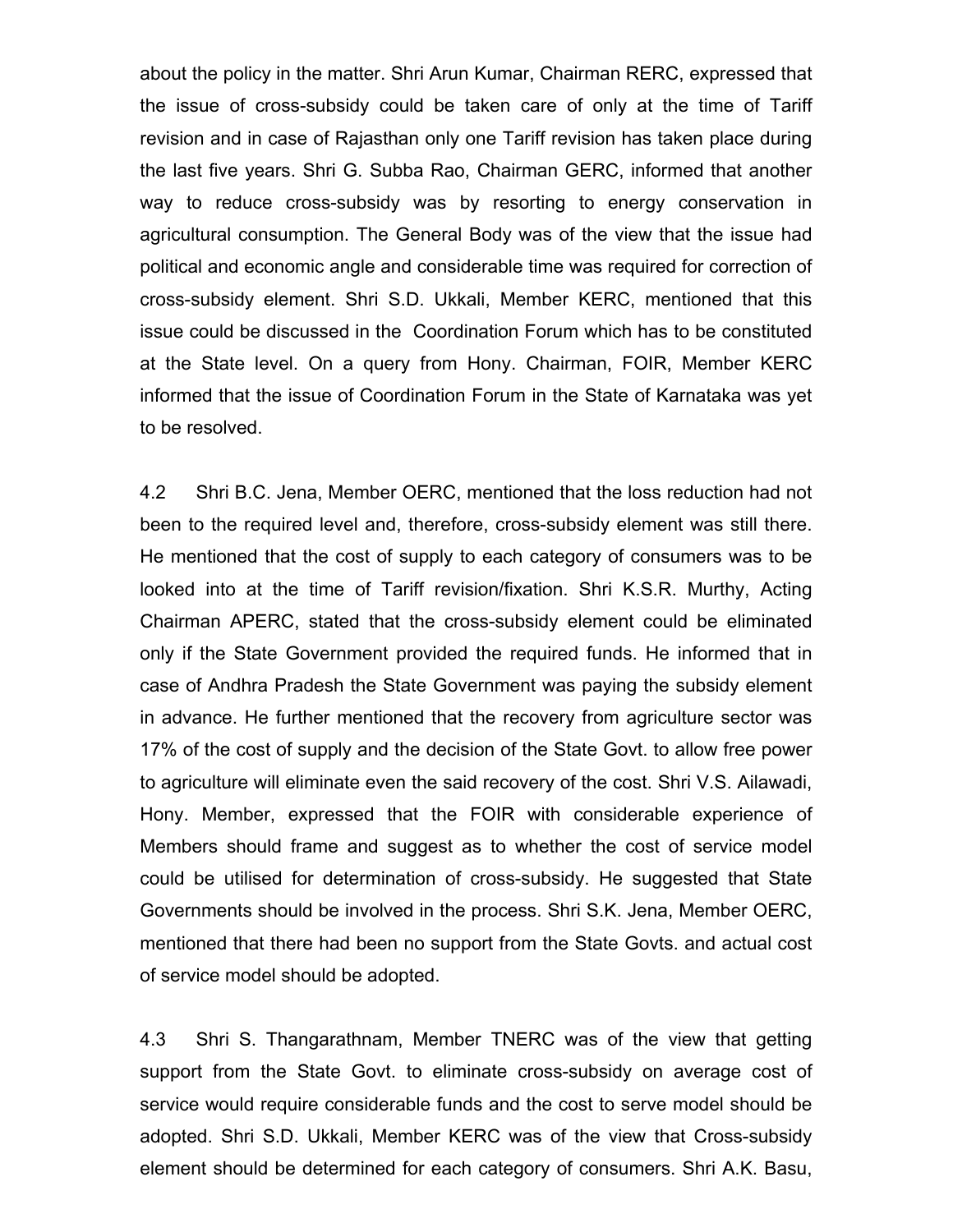about the policy in the matter. Shri Arun Kumar, Chairman RERC, expressed that the issue of cross-subsidy could be taken care of only at the time of Tariff revision and in case of Rajasthan only one Tariff revision has taken place during the last five years. Shri G. Subba Rao, Chairman GERC, informed that another way to reduce cross-subsidy was by resorting to energy conservation in agricultural consumption. The General Body was of the view that the issue had political and economic angle and considerable time was required for correction of cross-subsidy element. Shri S.D. Ukkali, Member KERC, mentioned that this issue could be discussed in the Coordination Forum which has to be constituted at the State level. On a query from Hony. Chairman, FOIR, Member KERC informed that the issue of Coordination Forum in the State of Karnataka was yet to be resolved.

4.2 Shri B.C. Jena, Member OERC, mentioned that the loss reduction had not been to the required level and, therefore, cross-subsidy element was still there. He mentioned that the cost of supply to each category of consumers was to be looked into at the time of Tariff revision/fixation. Shri K.S.R. Murthy, Acting Chairman APERC, stated that the cross-subsidy element could be eliminated only if the State Government provided the required funds. He informed that in case of Andhra Pradesh the State Government was paying the subsidy element in advance. He further mentioned that the recovery from agriculture sector was 17% of the cost of supply and the decision of the State Govt. to allow free power to agriculture will eliminate even the said recovery of the cost. Shri V.S. Ailawadi, Hony. Member, expressed that the FOIR with considerable experience of Members should frame and suggest as to whether the cost of service model could be utilised for determination of cross-subsidy. He suggested that State Governments should be involved in the process. Shri S.K. Jena, Member OERC, mentioned that there had been no support from the State Govts. and actual cost of service model should be adopted.

4.3 Shri S. Thangarathnam, Member TNERC was of the view that getting support from the State Govt. to eliminate cross-subsidy on average cost of service would require considerable funds and the cost to serve model should be adopted. Shri S.D. Ukkali, Member KERC was of the view that Cross-subsidy element should be determined for each category of consumers. Shri A.K. Basu,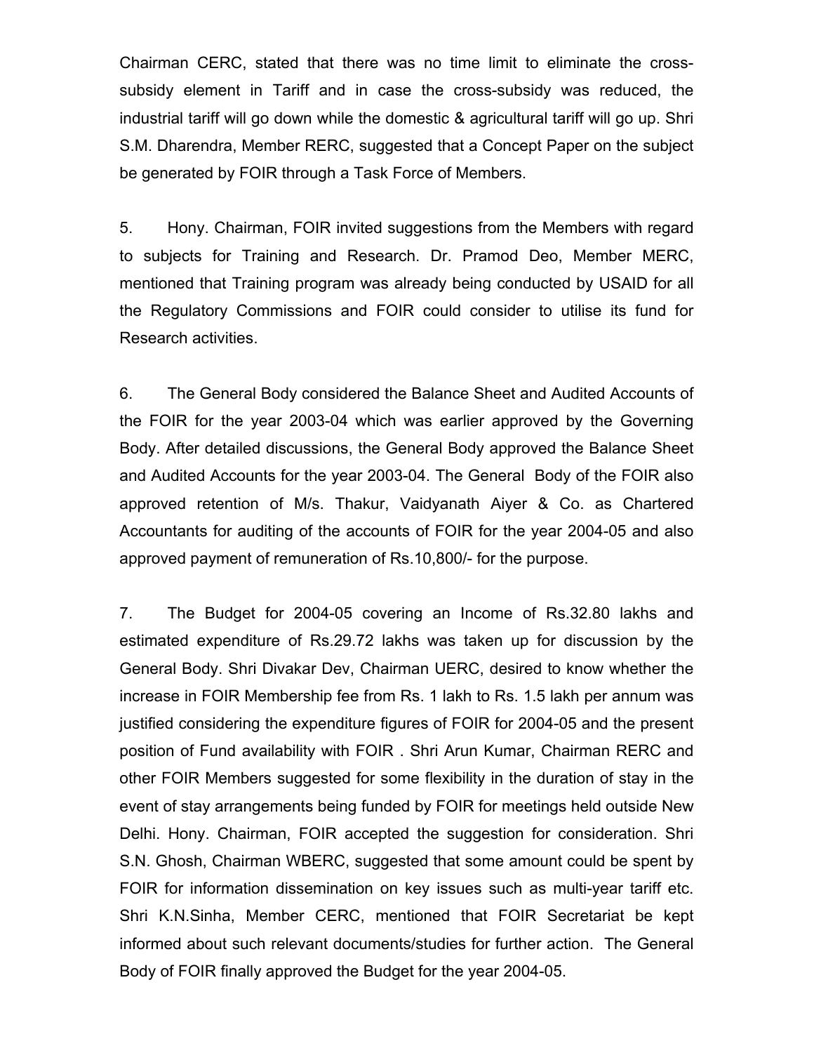Chairman CERC, stated that there was no time limit to eliminate the cross-subsidy element in Tariff and in case the cross-subsidy was reduced, the industrial tariff will go down while the domestic & agricultural tariff will go up. Shri S.M. Dharendra, Member RERC, suggested that a Concept Paper on the subject be generated by FOIR through a Task Force of Members.

5. Hony. Chairman, FOIR invited suggestions from the Members with regard to subjects for Training and Research. Dr. Pramod Deo, Member MERC, mentioned that Training program was already being conducted by USAID for all the Regulatory Commissions and FOIR could consider to utilise its fund for Research activities.

6. The General Body considered the Balance Sheet and Audited Accounts of the FOIR for the year 2003-04 which was earlier approved by the Governing Body. After detailed discussions, the General Body approved the Balance Sheet and Audited Accounts for the year 2003-04. The General Body of the FOIR also approved retention of M/s. Thakur, Vaidyanath Aiyer & Co. as Chartered Accountants for auditing of the accounts of FOIR for the year 2004-05 and also approved payment of remuneration of Rs.10,800/- for the purpose.

7. The Budget for 2004-05 covering an Income of Rs.32.80 lakhs and estimated expenditure of Rs.29.72 lakhs was taken up for discussion by the General Body. Shri Divakar Dev, Chairman UERC, desired to know whether the increase in FOIR Membership fee from Rs. 1 lakh to Rs. 1.5 lakh per annum was justified considering the expenditure figures of FOIR for 2004-05 and the present position of Fund availability with FOIR . Shri Arun Kumar, Chairman RERC and other FOIR Members suggested for some flexibility in the duration of stay in the event of stay arrangements being funded by FOIR for meetings held outside New Delhi. Hony. Chairman, FOIR accepted the suggestion for consideration. Shri S.N. Ghosh, Chairman WBERC, suggested that some amount could be spent by FOIR for information dissemination on key issues such as multi-year tariff etc. Shri K.N.Sinha, Member CERC, mentioned that FOIR Secretariat be kept informed about such relevant documents/studies for further action. The General Body of FOIR finally approved the Budget for the year 2004-05.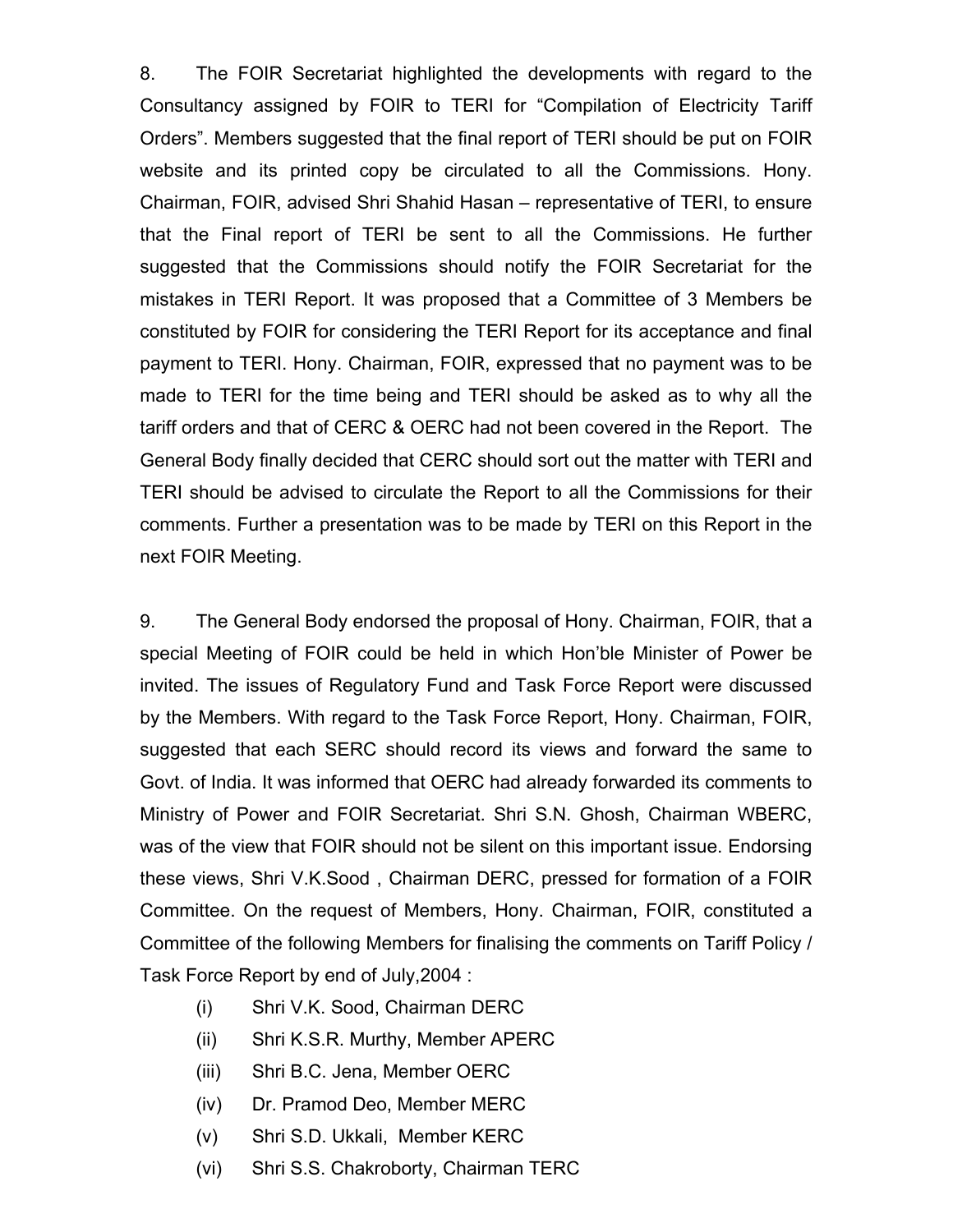8. The FOIR Secretariat highlighted the developments with regard to the Consultancy assigned by FOIR to TERI for "Compilation of Electricity Tariff Orders". Members suggested that the final report of TERI should be put on FOIR website and its printed copy be circulated to all the Commissions. Hony. Chairman, FOIR, advised Shri Shahid Hasan – representative of TERI, to ensure that the Final report of TERI be sent to all the Commissions. He further suggested that the Commissions should notify the FOIR Secretariat for the mistakes in TERI Report. It was proposed that a Committee of 3 Members be constituted by FOIR for considering the TERI Report for its acceptance and final payment to TERI. Hony. Chairman, FOIR, expressed that no payment was to be made to TERI for the time being and TERI should be asked as to why all the tariff orders and that of CERC & OERC had not been covered in the Report. The General Body finally decided that CERC should sort out the matter with TERI and TERI should be advised to circulate the Report to all the Commissions for their comments. Further a presentation was to be made by TERI on this Report in the next FOIR Meeting.

9. The General Body endorsed the proposal of Hony. Chairman, FOIR, that a special Meeting of FOIR could be held in which Hon'ble Minister of Power be invited. The issues of Regulatory Fund and Task Force Report were discussed by the Members. With regard to the Task Force Report, Hony. Chairman, FOIR, suggested that each SERC should record its views and forward the same to Govt. of India. It was informed that OERC had already forwarded its comments to Ministry of Power and FOIR Secretariat. Shri S.N. Ghosh, Chairman WBERC, was of the view that FOIR should not be silent on this important issue. Endorsing these views, Shri V.K.Sood , Chairman DERC, pressed for formation of a FOIR Committee. On the request of Members, Hony. Chairman, FOIR, constituted a Committee of the following Members for finalising the comments on Tariff Policy / Task Force Report by end of July,2004 :

(i) Shri V.K. Sood, Chairman DERC
(ii) Shri K.S.R. Murthy, Member APERC
(iii) Shri B.C. Jena, Member OERC
(iv) Dr. Pramod Deo, Member MERC
(v) Shri S.D. Ukkali, Member KERC
(vi) Shri S.S. Chakroborty, Chairman TERC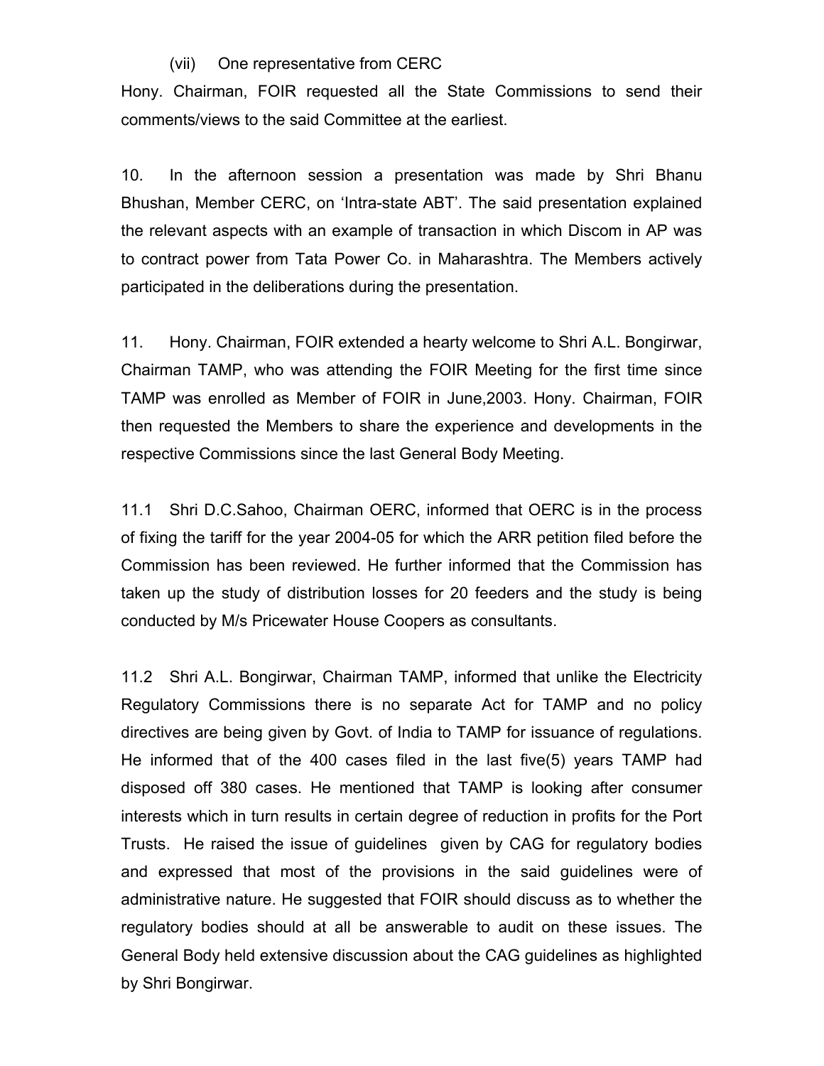(vii) One representative from CERC

Hony. Chairman, FOIR requested all the State Commissions to send their comments/views to the said Committee at the earliest.

10. In the afternoon session a presentation was made by Shri Bhanu Bhushan, Member CERC, on 'Intra-state ABT'. The said presentation explained the relevant aspects with an example of transaction in which Discom in AP was to contract power from Tata Power Co. in Maharashtra. The Members actively participated in the deliberations during the presentation.

11. Hony. Chairman, FOIR extended a hearty welcome to Shri A.L. Bongirwar, Chairman TAMP, who was attending the FOIR Meeting for the first time since TAMP was enrolled as Member of FOIR in June,2003. Hony. Chairman, FOIR then requested the Members to share the experience and developments in the respective Commissions since the last General Body Meeting.

11.1 Shri D.C.Sahoo, Chairman OERC, informed that OERC is in the process of fixing the tariff for the year 2004-05 for which the ARR petition filed before the Commission has been reviewed. He further informed that the Commission has taken up the study of distribution losses for 20 feeders and the study is being conducted by M/s Pricewater House Coopers as consultants.

11.2 Shri A.L. Bongirwar, Chairman TAMP, informed that unlike the Electricity Regulatory Commissions there is no separate Act for TAMP and no policy directives are being given by Govt. of India to TAMP for issuance of regulations. He informed that of the 400 cases filed in the last five(5) years TAMP had disposed off 380 cases. He mentioned that TAMP is looking after consumer interests which in turn results in certain degree of reduction in profits for the Port Trusts. He raised the issue of guidelines given by CAG for regulatory bodies and expressed that most of the provisions in the said guidelines were of administrative nature. He suggested that FOIR should discuss as to whether the regulatory bodies should at all be answerable to audit on these issues. The General Body held extensive discussion about the CAG guidelines as highlighted by Shri Bongirwar.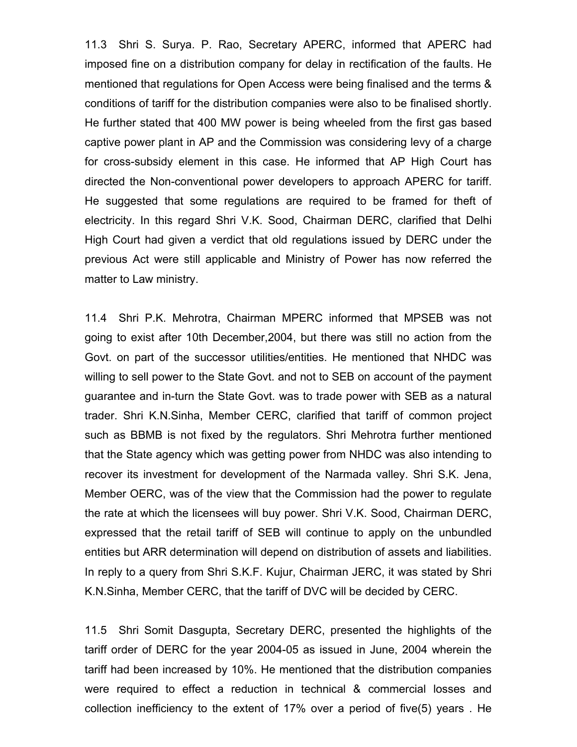11.3 Shri S. Surya. P. Rao, Secretary APERC, informed that APERC had imposed fine on a distribution company for delay in rectification of the faults. He mentioned that regulations for Open Access were being finalised and the terms & conditions of tariff for the distribution companies were also to be finalised shortly. He further stated that 400 MW power is being wheeled from the first gas based captive power plant in AP and the Commission was considering levy of a charge for cross-subsidy element in this case. He informed that AP High Court has directed the Non-conventional power developers to approach APERC for tariff. He suggested that some regulations are required to be framed for theft of electricity. In this regard Shri V.K. Sood, Chairman DERC, clarified that Delhi High Court had given a verdict that old regulations issued by DERC under the previous Act were still applicable and Ministry of Power has now referred the matter to Law ministry.

11.4 Shri P.K. Mehrotra, Chairman MPERC informed that MPSEB was not going to exist after 10th December,2004, but there was still no action from the Govt. on part of the successor utilities/entities. He mentioned that NHDC was willing to sell power to the State Govt. and not to SEB on account of the payment guarantee and in-turn the State Govt. was to trade power with SEB as a natural trader. Shri K.N.Sinha, Member CERC, clarified that tariff of common project such as BBMB is not fixed by the regulators. Shri Mehrotra further mentioned that the State agency which was getting power from NHDC was also intending to recover its investment for development of the Narmada valley. Shri S.K. Jena, Member OERC, was of the view that the Commission had the power to regulate the rate at which the licensees will buy power. Shri V.K. Sood, Chairman DERC, expressed that the retail tariff of SEB will continue to apply on the unbundled entities but ARR determination will depend on distribution of assets and liabilities. In reply to a query from Shri S.K.F. Kujur, Chairman JERC, it was stated by Shri K.N.Sinha, Member CERC, that the tariff of DVC will be decided by CERC.

11.5 Shri Somit Dasgupta, Secretary DERC, presented the highlights of the tariff order of DERC for the year 2004-05 as issued in June, 2004 wherein the tariff had been increased by 10%. He mentioned that the distribution companies were required to effect a reduction in technical & commercial losses and collection inefficiency to the extent of 17% over a period of five(5) years . He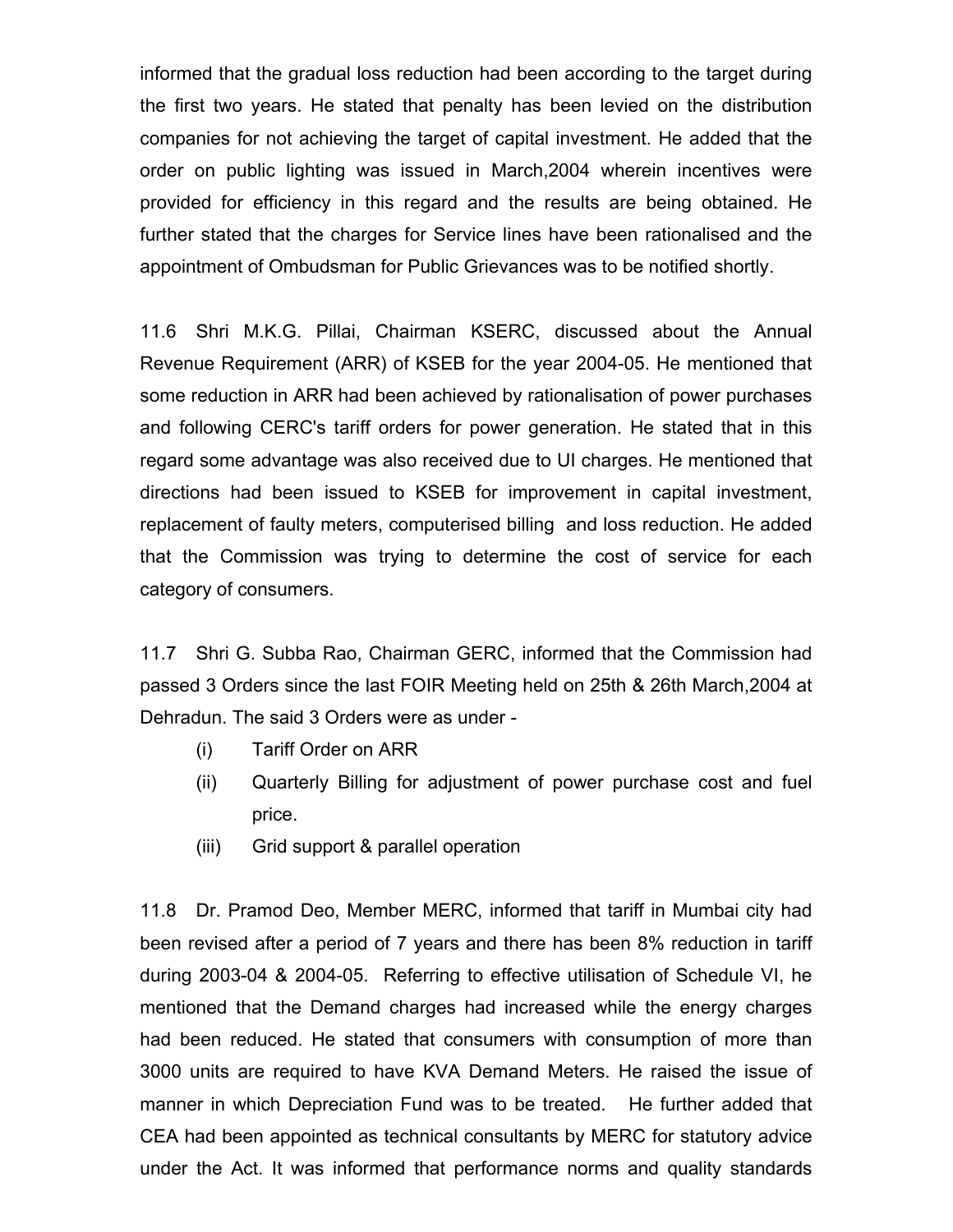informed that the gradual loss reduction had been according to the target during the first two years. He stated that penalty has been levied on the distribution companies for not achieving the target of capital investment. He added that the order on public lighting was issued in March,2004 wherein incentives were provided for efficiency in this regard and the results are being obtained. He further stated that the charges for Service lines have been rationalised and the appointment of Ombudsman for Public Grievances was to be notified shortly.

11.6 Shri M.K.G. Pillai, Chairman KSERC, discussed about the Annual Revenue Requirement (ARR) of KSEB for the year 2004-05. He mentioned that some reduction in ARR had been achieved by rationalisation of power purchases and following CERC's tariff orders for power generation. He stated that in this regard some advantage was also received due to UI charges. He mentioned that directions had been issued to KSEB for improvement in capital investment, replacement of faulty meters, computerised billing and loss reduction. He added that the Commission was trying to determine the cost of service for each category of consumers.

11.7 Shri G. Subba Rao, Chairman GERC, informed that the Commission had passed 3 Orders since the last FOIR Meeting held on 25th & 26th March,2004 at Dehradun. The said 3 Orders were as under -

(i) Tariff Order on ARR

(ii) Quarterly Billing for adjustment of power purchase cost and fuel price.

(iii) Grid support & parallel operation

11.8 Dr. Pramod Deo, Member MERC, informed that tariff in Mumbai city had been revised after a period of 7 years and there has been 8% reduction in tariff during 2003-04 & 2004-05. Referring to effective utilisation of Schedule VI, he mentioned that the Demand charges had increased while the energy charges had been reduced. He stated that consumers with consumption of more than 3000 units are required to have KVA Demand Meters. He raised the issue of manner in which Depreciation Fund was to be treated. He further added that CEA had been appointed as technical consultants by MERC for statutory advice under the Act. It was informed that performance norms and quality standards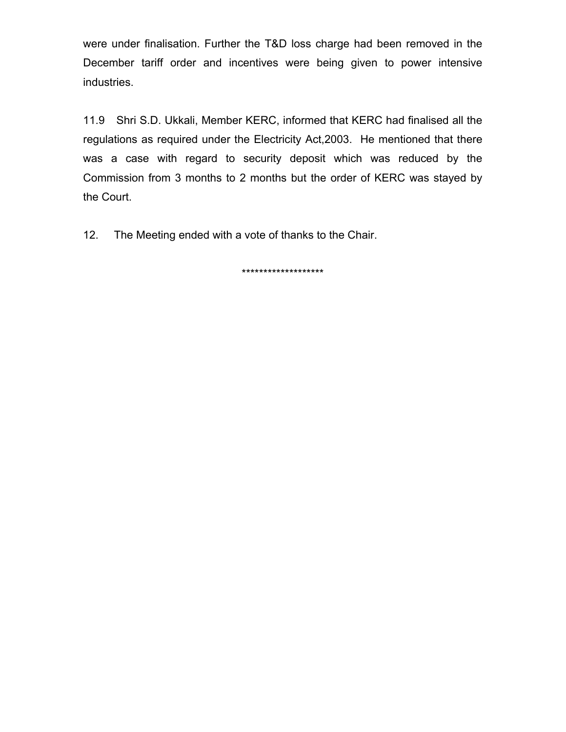were under finalisation. Further the T&D loss charge had been removed in the December tariff order and incentives were being given to power intensive industries.

11.9 Shri S.D. Ukkali, Member KERC, informed that KERC had finalised all the regulations as required under the Electricity Act,2003. He mentioned that there was a case with regard to security deposit which was reduced by the Commission from 3 months to 2 months but the order of KERC was stayed by the Court.

12. The Meeting ended with a vote of thanks to the Chair.

*******************